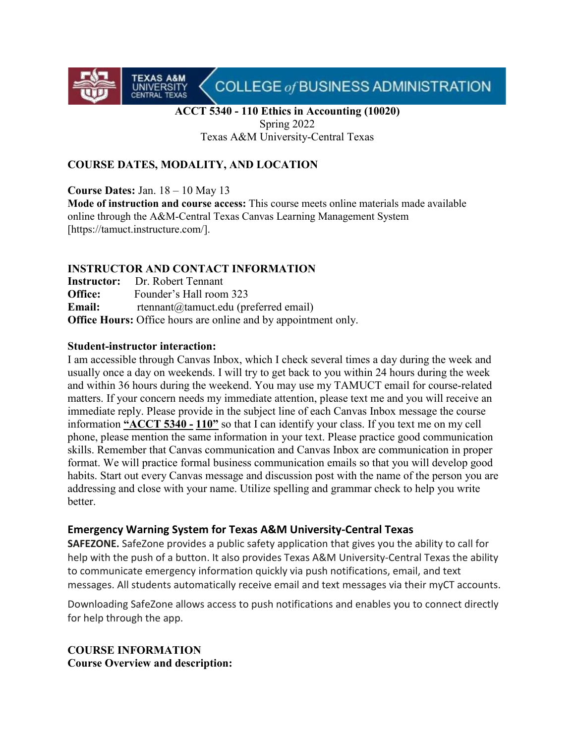**ACCT 5340 - 110 Ethics in Accounting (10020)**
Spring 2022
Texas A&M University-Central Texas

## COURSE DATES, MODALITY, AND LOCATION

**Course Dates:** Jan. 18 – 10 May 13
**Mode of instruction and course access:** This course meets online materials made available online through the A&M-Central Texas Canvas Learning Management System [https://tamuct.instructure.com/].

## INSTRUCTOR AND CONTACT INFORMATION

**Instructor:** Dr. Robert Tennant
**Office:** Founder's Hall room 323
**Email:** rtennant@tamuct.edu (preferred email)
**Office Hours:** Office hours are online and by appointment only.

**Student-instructor interaction:**
I am accessible through Canvas Inbox, which I check several times a day during the week and usually once a day on weekends. I will try to get back to you within 24 hours during the week and within 36 hours during the weekend. You may use my TAMUCT email for course-related matters. If your concern needs my immediate attention, please text me and you will receive an immediate reply. Please provide in the subject line of each Canvas Inbox message the course information **"ACCT 5340 - 110"** so that I can identify your class. If you text me on my cell phone, please mention the same information in your text. Please practice good communication skills. Remember that Canvas communication and Canvas Inbox are communication in proper format. We will practice formal business communication emails so that you will develop good habits. Start out every Canvas message and discussion post with the name of the person you are addressing and close with your name. Utilize spelling and grammar check to help you write better.

## Emergency Warning System for Texas A&M University-Central Texas

**SAFEZONE.** SafeZone provides a public safety application that gives you the ability to call for help with the push of a button. It also provides Texas A&M University-Central Texas the ability to communicate emergency information quickly via push notifications, email, and text messages. All students automatically receive email and text messages via their myCT accounts.

Downloading SafeZone allows access to push notifications and enables you to connect directly for help through the app.

## COURSE INFORMATION

**Course Overview and description:**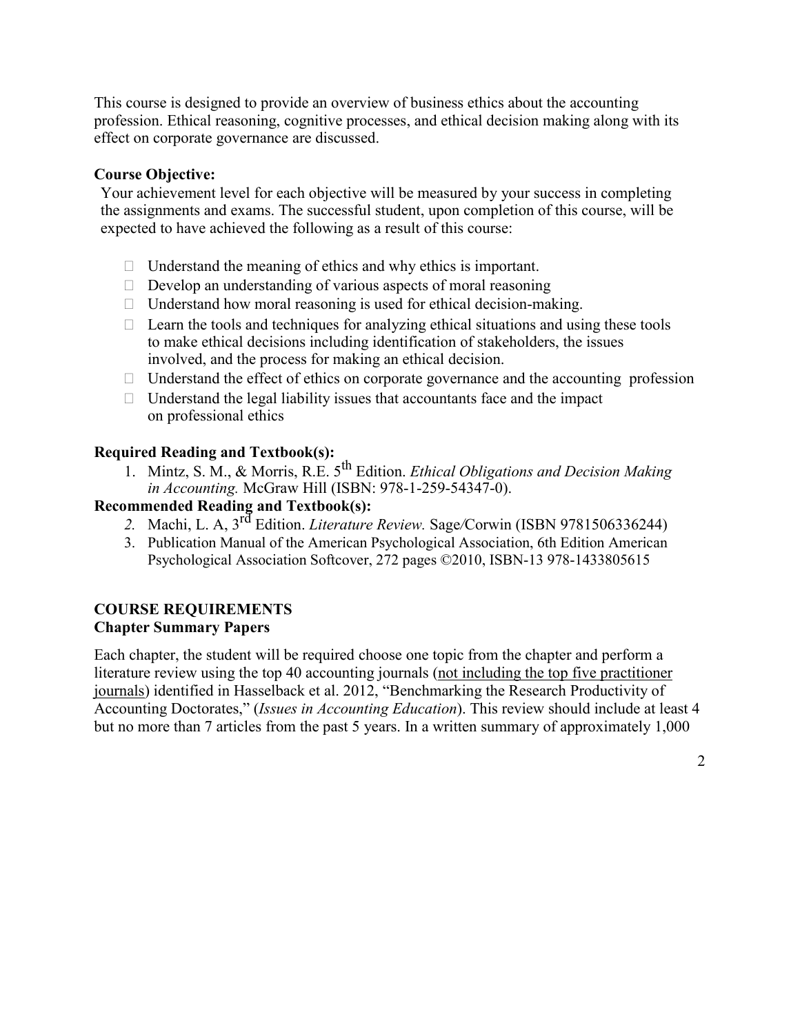This course is designed to provide an overview of business ethics about the accounting profession. Ethical reasoning, cognitive processes, and ethical decision making along with its effect on corporate governance are discussed.

**Course Objective:**

Your achievement level for each objective will be measured by your success in completing the assignments and exams. The successful student, upon completion of this course, will be expected to have achieved the following as a result of this course:

- Understand the meaning of ethics and why ethics is important.
- Develop an understanding of various aspects of moral reasoning
- Understand how moral reasoning is used for ethical decision-making.
- Learn the tools and techniques for analyzing ethical situations and using these tools to make ethical decisions including identification of stakeholders, the issues involved, and the process for making an ethical decision.
- Understand the effect of ethics on corporate governance and the accounting profession
- Understand the legal liability issues that accountants face and the impact on professional ethics

**Required Reading and Textbook(s):**

1. Mintz, S. M., & Morris, R.E. 5th Edition. *Ethical Obligations and Decision Making in Accounting.* McGraw Hill (ISBN: 978-1-259-54347-0).

**Recommended Reading and Textbook(s):**

2. Machi, L. A, 3rd Edition. *Literature Review.* Sage/Corwin (ISBN 9781506336244)
3. Publication Manual of the American Psychological Association, 6th Edition American Psychological Association Softcover, 272 pages ©2010, ISBN-13 978-1433805615

**COURSE REQUIREMENTS**

**Chapter Summary Papers**

Each chapter, the student will be required choose one topic from the chapter and perform a literature review using the top 40 accounting journals (not including the top five practitioner journals) identified in Hasselback et al. 2012, "Benchmarking the Research Productivity of Accounting Doctorates," (*Issues in Accounting Education*). This review should include at least 4 but no more than 7 articles from the past 5 years. In a written summary of approximately 1,000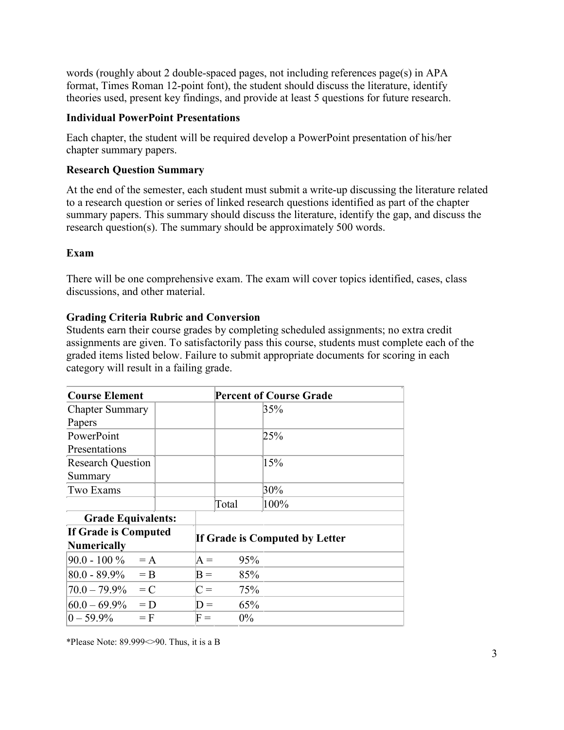words (roughly about 2 double-spaced pages, not including references page(s) in APA format, Times Roman 12-point font), the student should discuss the literature, identify theories used, present key findings, and provide at least 5 questions for future research.

**Individual PowerPoint Presentations**

Each chapter, the student will be required develop a PowerPoint presentation of his/her chapter summary papers.

**Research Question Summary**

At the end of the semester, each student must submit a write-up discussing the literature related to a research question or series of linked research questions identified as part of the chapter summary papers. This summary should discuss the literature, identify the gap, and discuss the research question(s). The summary should be approximately 500 words.

**Exam**

There will be one comprehensive exam. The exam will cover topics identified, cases, class discussions, and other material.

**Grading Criteria Rubric and Conversion**

Students earn their course grades by completing scheduled assignments; no extra credit assignments are given. To satisfactorily pass this course, students must complete each of the graded items listed below. Failure to submit appropriate documents for scoring in each category will result in a failing grade.

| **Course Element** | | **Percent of Course Grade** | |
|---|---|---|---|
| Chapter Summary Papers | | | 35% |
| PowerPoint Presentations | | | 25% |
| Research Question Summary | | | 15% |
| Two Exams | | | 30% |
| | | Total | 100% |

**Grade Equivalents:**

| **If Grade is Computed Numerically** | | **If Grade is Computed by Letter** | |
|---|---|---|---|
| 90.0 - 100 % | = A | A = | 95% |
| 80.0 - 89.9% | = B | B = | 85% |
| 70.0 – 79.9% | = C | C = | 75% |
| 60.0 – 69.9% | = D | D = | 65% |
| 0 – 59.9% | = F | F = | 0% |

*Please Note: 89.999<>90. Thus, it is a B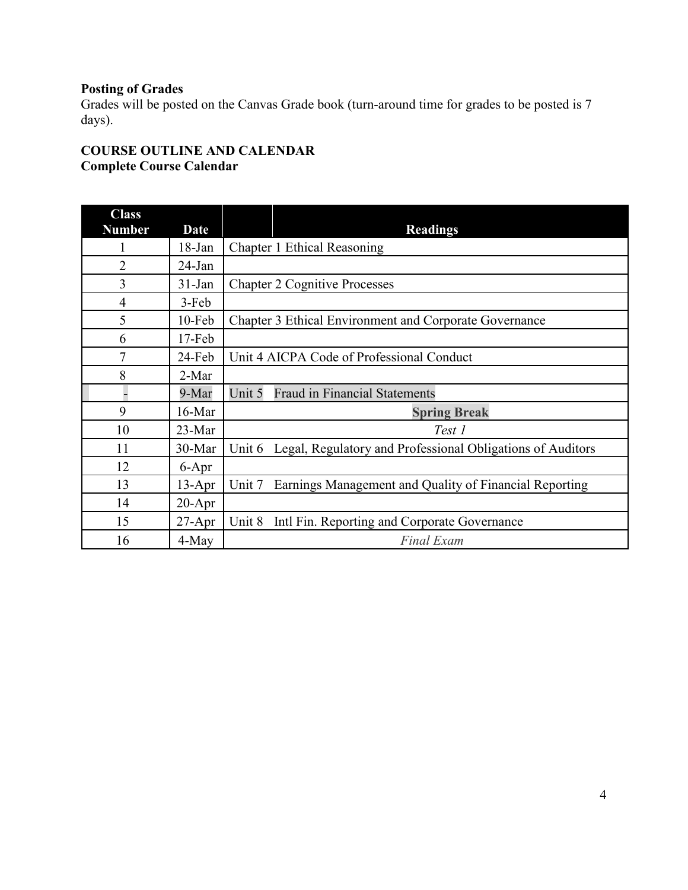**Posting of Grades**
Grades will be posted on the Canvas Grade book (turn-around time for grades to be posted is 7 days).

**COURSE OUTLINE AND CALENDAR**
**Complete Course Calendar**

| Class Number | Date | Readings |
|---|---|---|
| 1 | 18-Jan | Chapter 1 Ethical Reasoning |
| 2 | 24-Jan | |
| 3 | 31-Jan | Chapter 2 Cognitive Processes |
| 4 | 3-Feb | |
| 5 | 10-Feb | Chapter 3 Ethical Environment and Corporate Governance |
| 6 | 17-Feb | |
| 7 | 24-Feb | Unit 4 AICPA Code of Professional Conduct |
| 8 | 2-Mar | |
| - | 9-Mar | Unit 5 Fraud in Financial Statements |
| 9 | 16-Mar | **Spring Break** |
| 10 | 23-Mar | *Test 1* |
| 11 | 30-Mar | Unit 6 Legal, Regulatory and Professional Obligations of Auditors |
| 12 | 6-Apr | |
| 13 | 13-Apr | Unit 7 Earnings Management and Quality of Financial Reporting |
| 14 | 20-Apr | |
| 15 | 27-Apr | Unit 8 Intl Fin. Reporting and Corporate Governance |
| 16 | 4-May | *Final Exam* |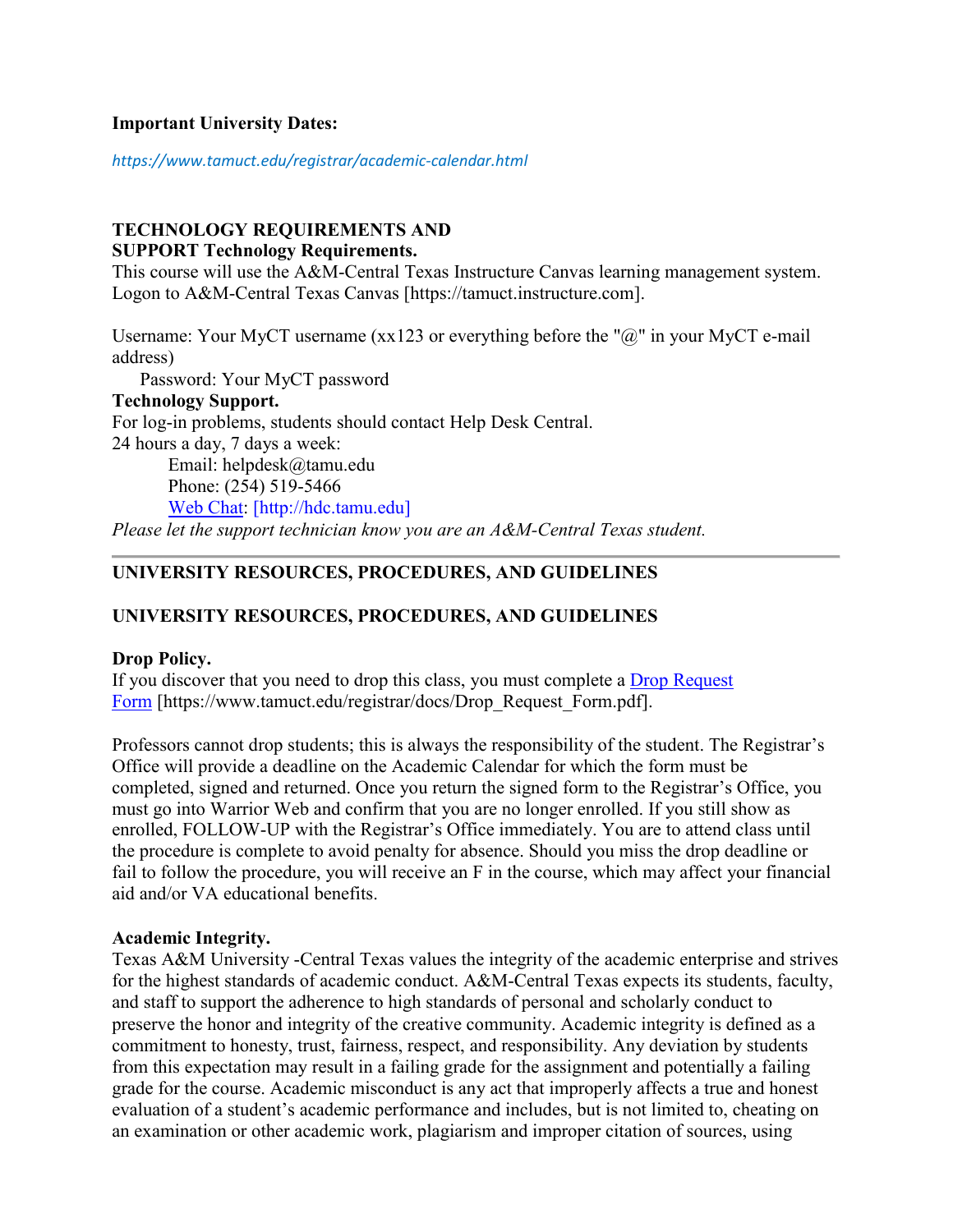**Important University Dates:**

*https://www.tamuct.edu/registrar/academic-calendar.html*

**TECHNOLOGY REQUIREMENTS AND SUPPORT Technology Requirements.**

This course will use the A&M-Central Texas Instructure Canvas learning management system. Logon to A&M-Central Texas Canvas [https://tamuct.instructure.com].

Username: Your MyCT username (xx123 or everything before the "@" in your MyCT e-mail address)

Password: Your MyCT password

**Technology Support.**

For log-in problems, students should contact Help Desk Central.

24 hours a day, 7 days a week:

Email: helpdesk@tamu.edu
Phone: (254) 519-5466
Web Chat: [http://hdc.tamu.edu]

*Please let the support technician know you are an A&M-Central Texas student.*

---

**UNIVERSITY RESOURCES, PROCEDURES, AND GUIDELINES**

**UNIVERSITY RESOURCES, PROCEDURES, AND GUIDELINES**

**Drop Policy.**

If you discover that you need to drop this class, you must complete a Drop Request Form [https://www.tamuct.edu/registrar/docs/Drop_Request_Form.pdf].

Professors cannot drop students; this is always the responsibility of the student. The Registrar's Office will provide a deadline on the Academic Calendar for which the form must be completed, signed and returned. Once you return the signed form to the Registrar's Office, you must go into Warrior Web and confirm that you are no longer enrolled. If you still show as enrolled, FOLLOW-UP with the Registrar's Office immediately. You are to attend class until the procedure is complete to avoid penalty for absence. Should you miss the drop deadline or fail to follow the procedure, you will receive an F in the course, which may affect your financial aid and/or VA educational benefits.

**Academic Integrity.**

Texas A&M University -Central Texas values the integrity of the academic enterprise and strives for the highest standards of academic conduct. A&M-Central Texas expects its students, faculty, and staff to support the adherence to high standards of personal and scholarly conduct to preserve the honor and integrity of the creative community. Academic integrity is defined as a commitment to honesty, trust, fairness, respect, and responsibility. Any deviation by students from this expectation may result in a failing grade for the assignment and potentially a failing grade for the course. Academic misconduct is any act that improperly affects a true and honest evaluation of a student's academic performance and includes, but is not limited to, cheating on an examination or other academic work, plagiarism and improper citation of sources, using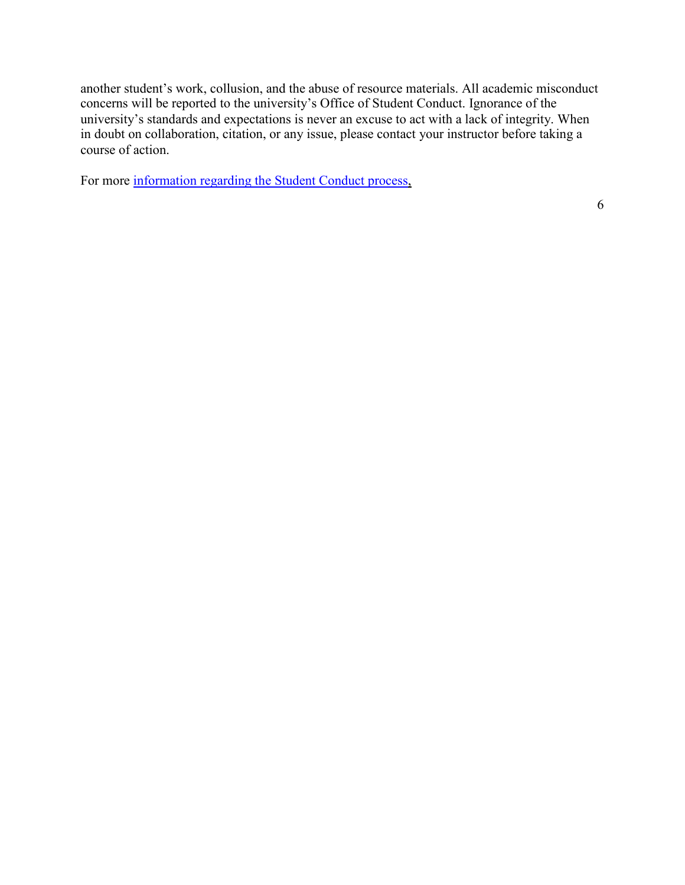another student's work, collusion, and the abuse of resource materials. All academic misconduct concerns will be reported to the university's Office of Student Conduct. Ignorance of the university's standards and expectations is never an excuse to act with a lack of integrity. When in doubt on collaboration, citation, or any issue, please contact your instructor before taking a course of action.

For more information regarding the Student Conduct process,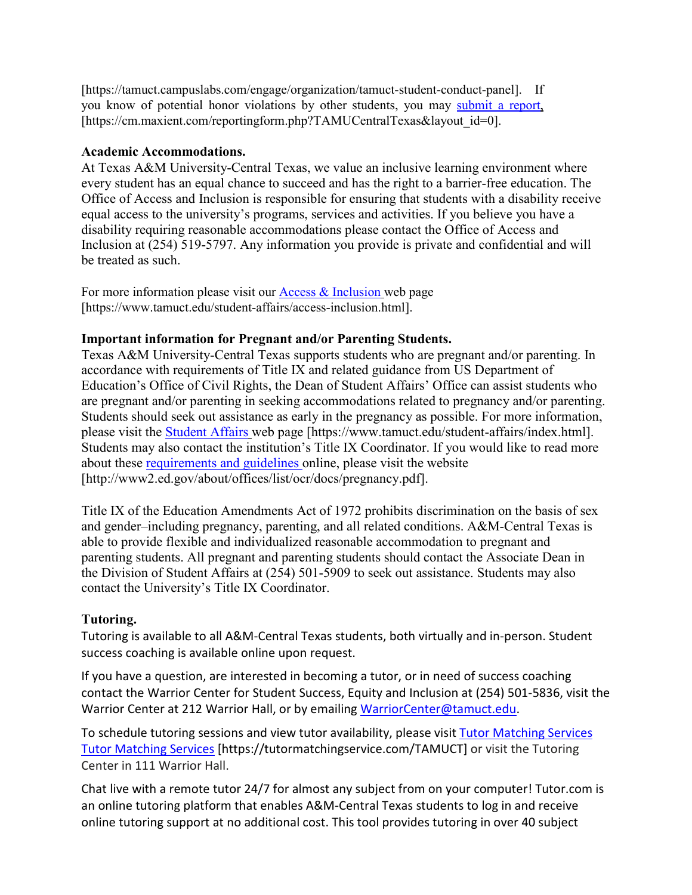[https://tamuct.campuslabs.com/engage/organization/tamuct-student-conduct-panel]. If you know of potential honor violations by other students, you may submit a report, [https://cm.maxient.com/reportingform.php?TAMUCentralTexas&layout_id=0].

**Academic Accommodations.**

At Texas A&M University-Central Texas, we value an inclusive learning environment where every student has an equal chance to succeed and has the right to a barrier-free education. The Office of Access and Inclusion is responsible for ensuring that students with a disability receive equal access to the university's programs, services and activities. If you believe you have a disability requiring reasonable accommodations please contact the Office of Access and Inclusion at (254) 519-5797. Any information you provide is private and confidential and will be treated as such.

For more information please visit our Access & Inclusion web page [https://www.tamuct.edu/student-affairs/access-inclusion.html].

**Important information for Pregnant and/or Parenting Students.**

Texas A&M University-Central Texas supports students who are pregnant and/or parenting. In accordance with requirements of Title IX and related guidance from US Department of Education's Office of Civil Rights, the Dean of Student Affairs' Office can assist students who are pregnant and/or parenting in seeking accommodations related to pregnancy and/or parenting. Students should seek out assistance as early in the pregnancy as possible. For more information, please visit the Student Affairs web page [https://www.tamuct.edu/student-affairs/index.html]. Students may also contact the institution's Title IX Coordinator. If you would like to read more about these requirements and guidelines online, please visit the website [http://www2.ed.gov/about/offices/list/ocr/docs/pregnancy.pdf].

Title IX of the Education Amendments Act of 1972 prohibits discrimination on the basis of sex and gender–including pregnancy, parenting, and all related conditions. A&M-Central Texas is able to provide flexible and individualized reasonable accommodation to pregnant and parenting students. All pregnant and parenting students should contact the Associate Dean in the Division of Student Affairs at (254) 501-5909 to seek out assistance. Students may also contact the University's Title IX Coordinator.

**Tutoring.**

Tutoring is available to all A&M-Central Texas students, both virtually and in-person. Student success coaching is available online upon request.

If you have a question, are interested in becoming a tutor, or in need of success coaching contact the Warrior Center for Student Success, Equity and Inclusion at (254) 501-5836, visit the Warrior Center at 212 Warrior Hall, or by emailing WarriorCenter@tamuct.edu.

To schedule tutoring sessions and view tutor availability, please visit Tutor Matching Services Tutor Matching Services [https://tutormatchingservice.com/TAMUCT] or visit the Tutoring Center in 111 Warrior Hall.

Chat live with a remote tutor 24/7 for almost any subject from on your computer! Tutor.com is an online tutoring platform that enables A&M-Central Texas students to log in and receive online tutoring support at no additional cost. This tool provides tutoring in over 40 subject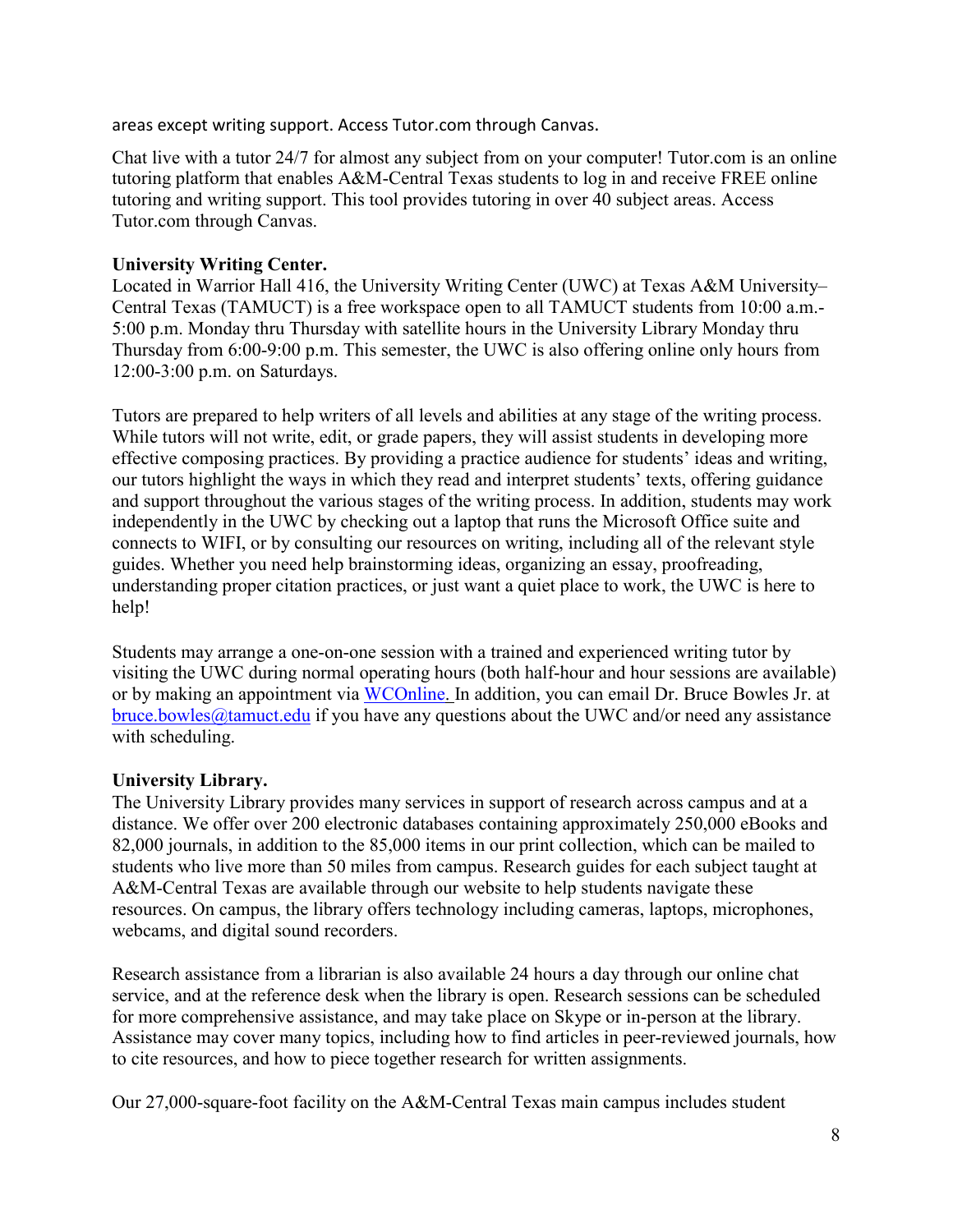areas except writing support. Access Tutor.com through Canvas.

Chat live with a tutor 24/7 for almost any subject from on your computer! Tutor.com is an online tutoring platform that enables A&M-Central Texas students to log in and receive FREE online tutoring and writing support. This tool provides tutoring in over 40 subject areas. Access Tutor.com through Canvas.

**University Writing Center.**
Located in Warrior Hall 416, the University Writing Center (UWC) at Texas A&M University–Central Texas (TAMUCT) is a free workspace open to all TAMUCT students from 10:00 a.m.-5:00 p.m. Monday thru Thursday with satellite hours in the University Library Monday thru Thursday from 6:00-9:00 p.m. This semester, the UWC is also offering online only hours from 12:00-3:00 p.m. on Saturdays.

Tutors are prepared to help writers of all levels and abilities at any stage of the writing process. While tutors will not write, edit, or grade papers, they will assist students in developing more effective composing practices. By providing a practice audience for students' ideas and writing, our tutors highlight the ways in which they read and interpret students' texts, offering guidance and support throughout the various stages of the writing process. In addition, students may work independently in the UWC by checking out a laptop that runs the Microsoft Office suite and connects to WIFI, or by consulting our resources on writing, including all of the relevant style guides. Whether you need help brainstorming ideas, organizing an essay, proofreading, understanding proper citation practices, or just want a quiet place to work, the UWC is here to help!

Students may arrange a one-on-one session with a trained and experienced writing tutor by visiting the UWC during normal operating hours (both half-hour and hour sessions are available) or by making an appointment via WCOnline. In addition, you can email Dr. Bruce Bowles Jr. at bruce.bowles@tamuct.edu if you have any questions about the UWC and/or need any assistance with scheduling.

**University Library.**
The University Library provides many services in support of research across campus and at a distance. We offer over 200 electronic databases containing approximately 250,000 eBooks and 82,000 journals, in addition to the 85,000 items in our print collection, which can be mailed to students who live more than 50 miles from campus. Research guides for each subject taught at A&M-Central Texas are available through our website to help students navigate these resources. On campus, the library offers technology including cameras, laptops, microphones, webcams, and digital sound recorders.

Research assistance from a librarian is also available 24 hours a day through our online chat service, and at the reference desk when the library is open. Research sessions can be scheduled for more comprehensive assistance, and may take place on Skype or in-person at the library. Assistance may cover many topics, including how to find articles in peer-reviewed journals, how to cite resources, and how to piece together research for written assignments.

Our 27,000-square-foot facility on the A&M-Central Texas main campus includes student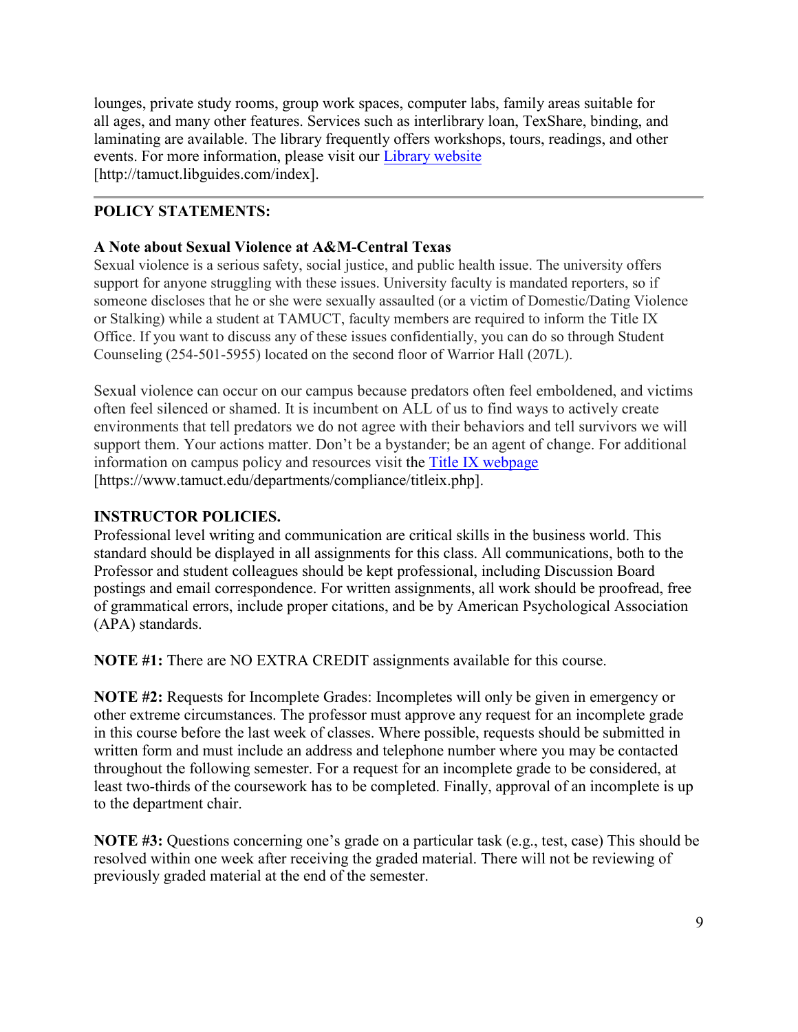lounges, private study rooms, group work spaces, computer labs, family areas suitable for all ages, and many other features. Services such as interlibrary loan, TexShare, binding, and laminating are available. The library frequently offers workshops, tours, readings, and other events. For more information, please visit our Library website [http://tamuct.libguides.com/index].

---

**POLICY STATEMENTS:**

**A Note about Sexual Violence at A&M-Central Texas**

Sexual violence is a serious safety, social justice, and public health issue. The university offers support for anyone struggling with these issues. University faculty is mandated reporters, so if someone discloses that he or she were sexually assaulted (or a victim of Domestic/Dating Violence or Stalking) while a student at TAMUCT, faculty members are required to inform the Title IX Office. If you want to discuss any of these issues confidentially, you can do so through Student Counseling (254-501-5955) located on the second floor of Warrior Hall (207L).

Sexual violence can occur on our campus because predators often feel emboldened, and victims often feel silenced or shamed. It is incumbent on ALL of us to find ways to actively create environments that tell predators we do not agree with their behaviors and tell survivors we will support them. Your actions matter. Don't be a bystander; be an agent of change. For additional information on campus policy and resources visit the Title IX webpage [https://www.tamuct.edu/departments/compliance/titleix.php].

**INSTRUCTOR POLICIES.**

Professional level writing and communication are critical skills in the business world. This standard should be displayed in all assignments for this class. All communications, both to the Professor and student colleagues should be kept professional, including Discussion Board postings and email correspondence. For written assignments, all work should be proofread, free of grammatical errors, include proper citations, and be by American Psychological Association (APA) standards.

**NOTE #1:** There are NO EXTRA CREDIT assignments available for this course.

**NOTE #2:** Requests for Incomplete Grades: Incompletes will only be given in emergency or other extreme circumstances. The professor must approve any request for an incomplete grade in this course before the last week of classes. Where possible, requests should be submitted in written form and must include an address and telephone number where you may be contacted throughout the following semester. For a request for an incomplete grade to be considered, at least two-thirds of the coursework has to be completed. Finally, approval of an incomplete is up to the department chair.

**NOTE #3:** Questions concerning one's grade on a particular task (e.g., test, case) This should be resolved within one week after receiving the graded material. There will not be reviewing of previously graded material at the end of the semester.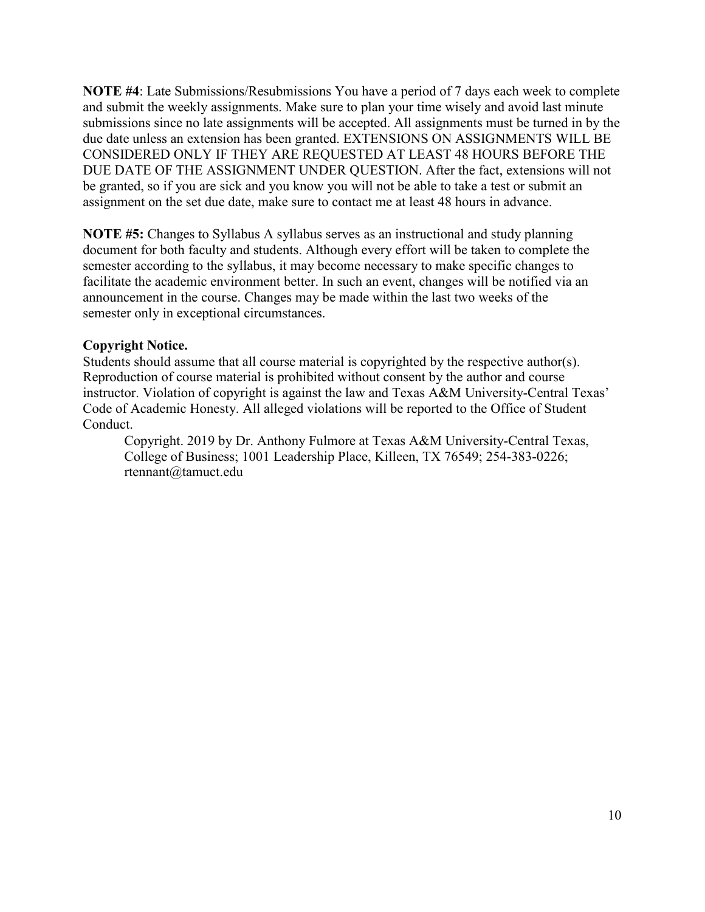**NOTE #4**: Late Submissions/Resubmissions You have a period of 7 days each week to complete and submit the weekly assignments. Make sure to plan your time wisely and avoid last minute submissions since no late assignments will be accepted. All assignments must be turned in by the due date unless an extension has been granted. EXTENSIONS ON ASSIGNMENTS WILL BE CONSIDERED ONLY IF THEY ARE REQUESTED AT LEAST 48 HOURS BEFORE THE DUE DATE OF THE ASSIGNMENT UNDER QUESTION. After the fact, extensions will not be granted, so if you are sick and you know you will not be able to take a test or submit an assignment on the set due date, make sure to contact me at least 48 hours in advance.

**NOTE #5:** Changes to Syllabus A syllabus serves as an instructional and study planning document for both faculty and students. Although every effort will be taken to complete the semester according to the syllabus, it may become necessary to make specific changes to facilitate the academic environment better. In such an event, changes will be notified via an announcement in the course. Changes may be made within the last two weeks of the semester only in exceptional circumstances.

**Copyright Notice.**

Students should assume that all course material is copyrighted by the respective author(s). Reproduction of course material is prohibited without consent by the author and course instructor. Violation of copyright is against the law and Texas A&M University-Central Texas' Code of Academic Honesty. All alleged violations will be reported to the Office of Student Conduct.

> Copyright. 2019 by Dr. Anthony Fulmore at Texas A&M University-Central Texas, College of Business; 1001 Leadership Place, Killeen, TX 76549; 254-383-0226; rtennant@tamuct.edu